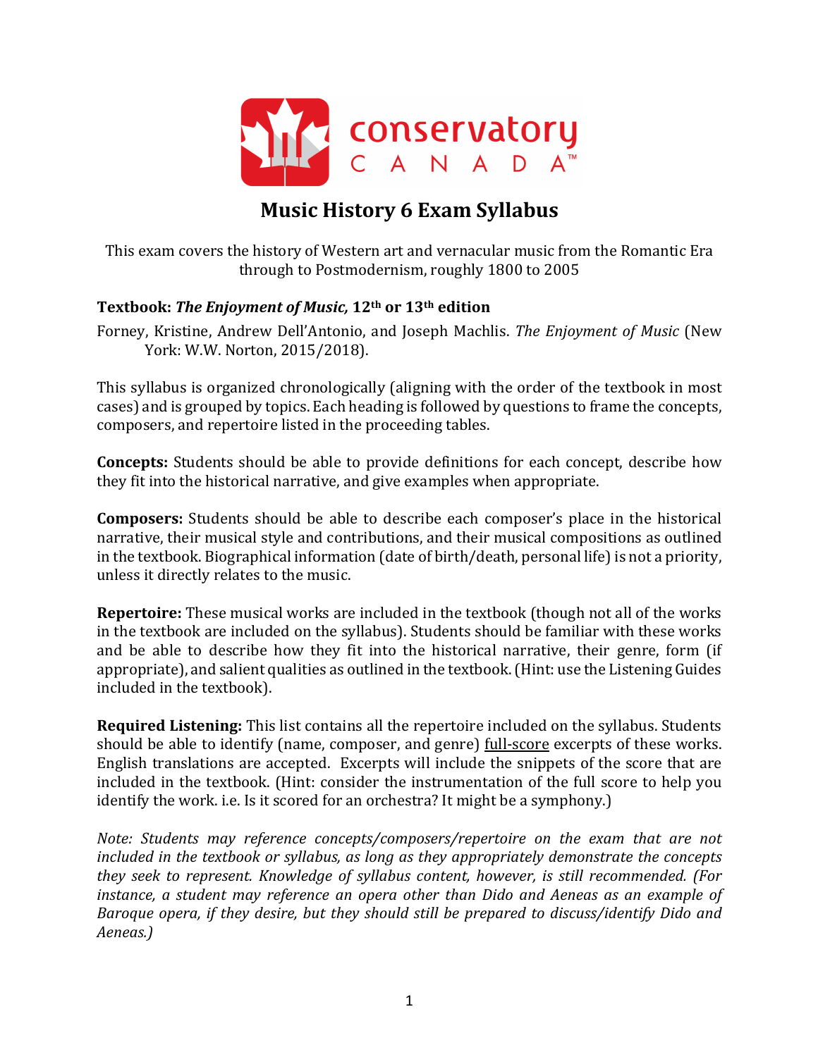# Music History 6 Exam Syllabus

This exam covers the history of Western art and vernacular music from the Romantic Era through to Postmodernism, roughly 1800 to 2005

**Textbook: *The Enjoyment of Music,* 12th or 13th edition**

Forney, Kristine, Andrew Dell'Antonio, and Joseph Machlis. *The Enjoyment of Music* (New York: W.W. Norton, 2015/2018).

This syllabus is organized chronologically (aligning with the order of the textbook in most cases) and is grouped by topics. Each heading is followed by questions to frame the concepts, composers, and repertoire listed in the proceeding tables.

**Concepts:** Students should be able to provide definitions for each concept, describe how they fit into the historical narrative, and give examples when appropriate.

**Composers:** Students should be able to describe each composer's place in the historical narrative, their musical style and contributions, and their musical compositions as outlined in the textbook. Biographical information (date of birth/death, personal life) is not a priority, unless it directly relates to the music.

**Repertoire:** These musical works are included in the textbook (though not all of the works in the textbook are included on the syllabus). Students should be familiar with these works and be able to describe how they fit into the historical narrative, their genre, form (if appropriate), and salient qualities as outlined in the textbook. (Hint: use the Listening Guides included in the textbook).

**Required Listening:** This list contains all the repertoire included on the syllabus. Students should be able to identify (name, composer, and genre) full-score excerpts of these works. English translations are accepted. Excerpts will include the snippets of the score that are included in the textbook. (Hint: consider the instrumentation of the full score to help you identify the work. i.e. Is it scored for an orchestra? It might be a symphony.)

*Note: Students may reference concepts/composers/repertoire on the exam that are not included in the textbook or syllabus, as long as they appropriately demonstrate the concepts they seek to represent. Knowledge of syllabus content, however, is still recommended. (For instance, a student may reference an opera other than Dido and Aeneas as an example of Baroque opera, if they desire, but they should still be prepared to discuss/identify Dido and Aeneas.)*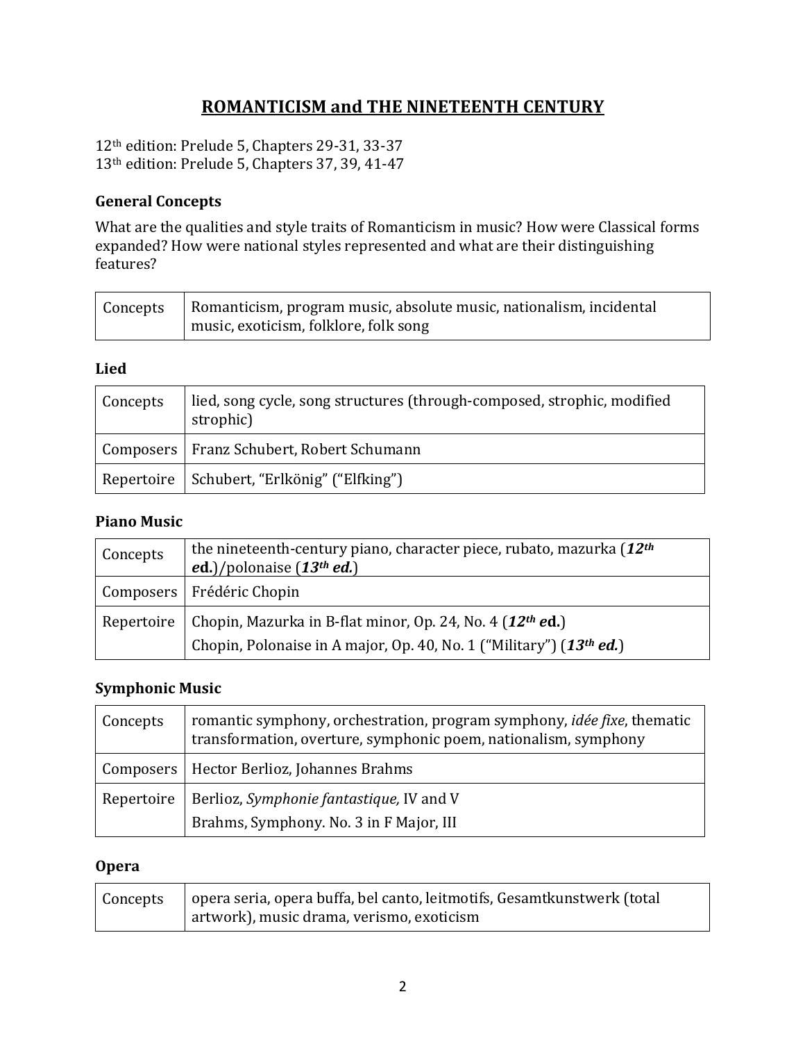# ROMANTICISM and THE NINETEENTH CENTURY

12th edition: Prelude 5, Chapters 29-31, 33-37
13th edition: Prelude 5, Chapters 37, 39, 41-47

### General Concepts

What are the qualities and style traits of Romanticism in music? How were Classical forms expanded? How were national styles represented and what are their distinguishing features?

| Concepts | Romanticism, program music, absolute music, nationalism, incidental music, exoticism, folklore, folk song |
|---|---|

### Lied

| Concepts | lied, song cycle, song structures (through-composed, strophic, modified strophic) |
|---|---|
| Composers | Franz Schubert, Robert Schumann |
| Repertoire | Schubert, "Erlkönig" ("Elfking") |

### Piano Music

| Concepts | the nineteenth-century piano, character piece, rubato, mazurka (***12th ed.***)/polonaise (***13th ed.***) |
|---|---|
| Composers | Frédéric Chopin |
| Repertoire | Chopin, Mazurka in B-flat minor, Op. 24, No. 4 (***12th ed.***)<br>Chopin, Polonaise in A major, Op. 40, No. 1 ("Military") (***13th ed.***) |

### Symphonic Music

| Concepts | romantic symphony, orchestration, program symphony, *idée fixe*, thematic transformation, overture, symphonic poem, nationalism, symphony |
|---|---|
| Composers | Hector Berlioz, Johannes Brahms |
| Repertoire | Berlioz, *Symphonie fantastique,* IV and V<br>Brahms, Symphony. No. 3 in F Major, III |

### Opera

| Concepts | opera seria, opera buffa, bel canto, leitmotifs, Gesamtkunstwerk (total artwork), music drama, verismo, exoticism |
|---|---|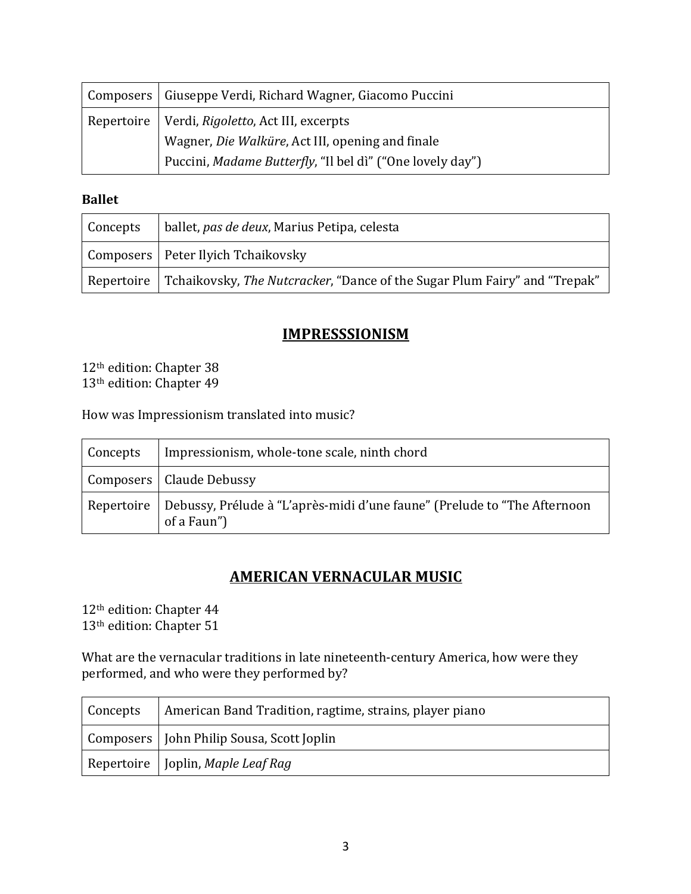| | |
|---|---|
| Composers | Giuseppe Verdi, Richard Wagner, Giacomo Puccini |
| Repertoire | Verdi, *Rigoletto*, Act III, excerpts<br>Wagner, *Die Walküre*, Act III, opening and finale<br>Puccini, *Madame Butterfly*, "Il bel dì" ("One lovely day") |

**Ballet**

| | |
|---|---|
| Concepts | ballet, *pas de deux*, Marius Petipa, celesta |
| Composers | Peter Ilyich Tchaikovsky |
| Repertoire | Tchaikovsky, *The Nutcracker*, "Dance of the Sugar Plum Fairy" and "Trepak" |

## IMPRESSSIONISM

12th edition: Chapter 38
13th edition: Chapter 49

How was Impressionism translated into music?

| | |
|---|---|
| Concepts | Impressionism, whole-tone scale, ninth chord |
| Composers | Claude Debussy |
| Repertoire | Debussy, Prélude à "L'après-midi d'une faune" (Prelude to "The Afternoon of a Faun") |

## AMERICAN VERNACULAR MUSIC

12th edition: Chapter 44
13th edition: Chapter 51

What are the vernacular traditions in late nineteenth-century America, how were they performed, and who were they performed by?

| | |
|---|---|
| Concepts | American Band Tradition, ragtime, strains, player piano |
| Composers | John Philip Sousa, Scott Joplin |
| Repertoire | Joplin, *Maple Leaf Rag* |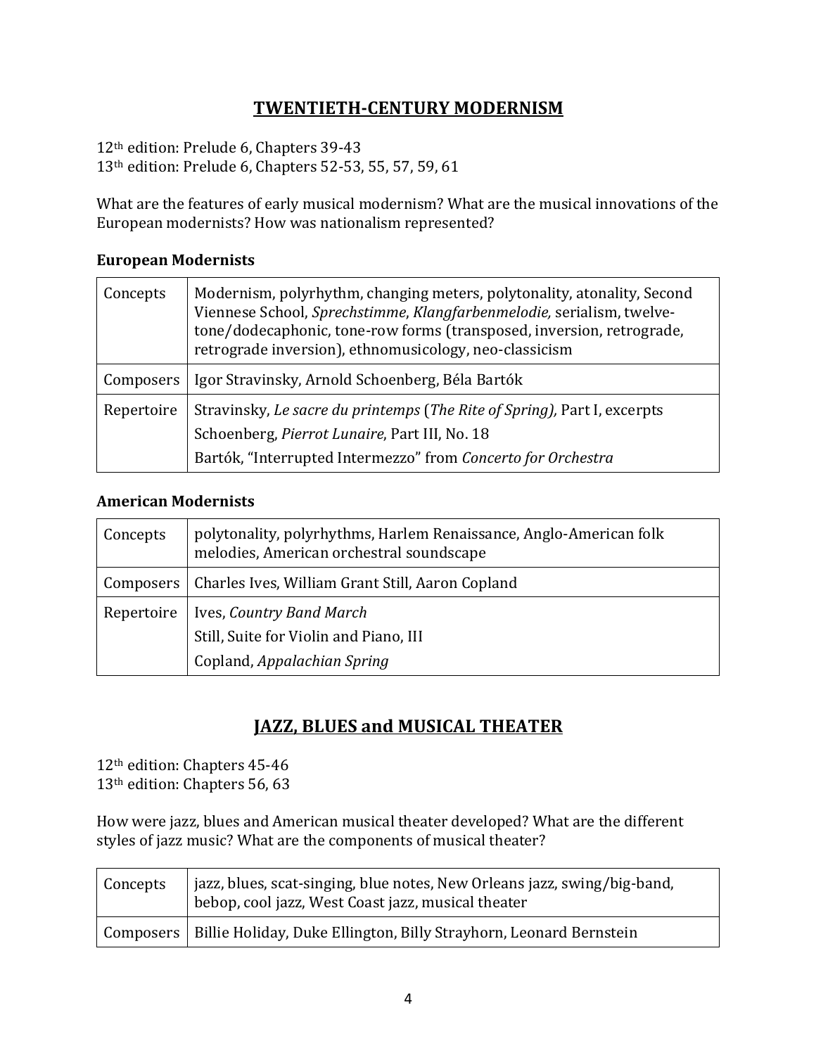## TWENTIETH-CENTURY MODERNISM

12th edition: Prelude 6, Chapters 39-43
13th edition: Prelude 6, Chapters 52-53, 55, 57, 59, 61

What are the features of early musical modernism? What are the musical innovations of the European modernists? How was nationalism represented?

### European Modernists

| | |
|---|---|
| Concepts | Modernism, polyrhythm, changing meters, polytonality, atonality, Second Viennese School, *Sprechstimme*, *Klangfarbenmelodie,* serialism, twelve-tone/dodecaphonic, tone-row forms (transposed, inversion, retrograde, retrograde inversion), ethnomusicology, neo-classicism |
| Composers | Igor Stravinsky, Arnold Schoenberg, Béla Bartók |
| Repertoire | Stravinsky, *Le sacre du printemps* (*The Rite of Spring),* Part I, excerpts<br>Schoenberg, *Pierrot Lunaire*, Part III, No. 18<br>Bartók, "Interrupted Intermezzo" from *Concerto for Orchestra* |

### American Modernists

| | |
|---|---|
| Concepts | polytonality, polyrhythms, Harlem Renaissance, Anglo-American folk melodies, American orchestral soundscape |
| Composers | Charles Ives, William Grant Still, Aaron Copland |
| Repertoire | Ives, *Country Band March*<br>Still, Suite for Violin and Piano, III<br>Copland, *Appalachian Spring* |

## JAZZ, BLUES and MUSICAL THEATER

12th edition: Chapters 45-46
13th edition: Chapters 56, 63

How were jazz, blues and American musical theater developed? What are the different styles of jazz music? What are the components of musical theater?

| | |
|---|---|
| Concepts | jazz, blues, scat-singing, blue notes, New Orleans jazz, swing/big-band, bebop, cool jazz, West Coast jazz, musical theater |
| Composers | Billie Holiday, Duke Ellington, Billy Strayhorn, Leonard Bernstein |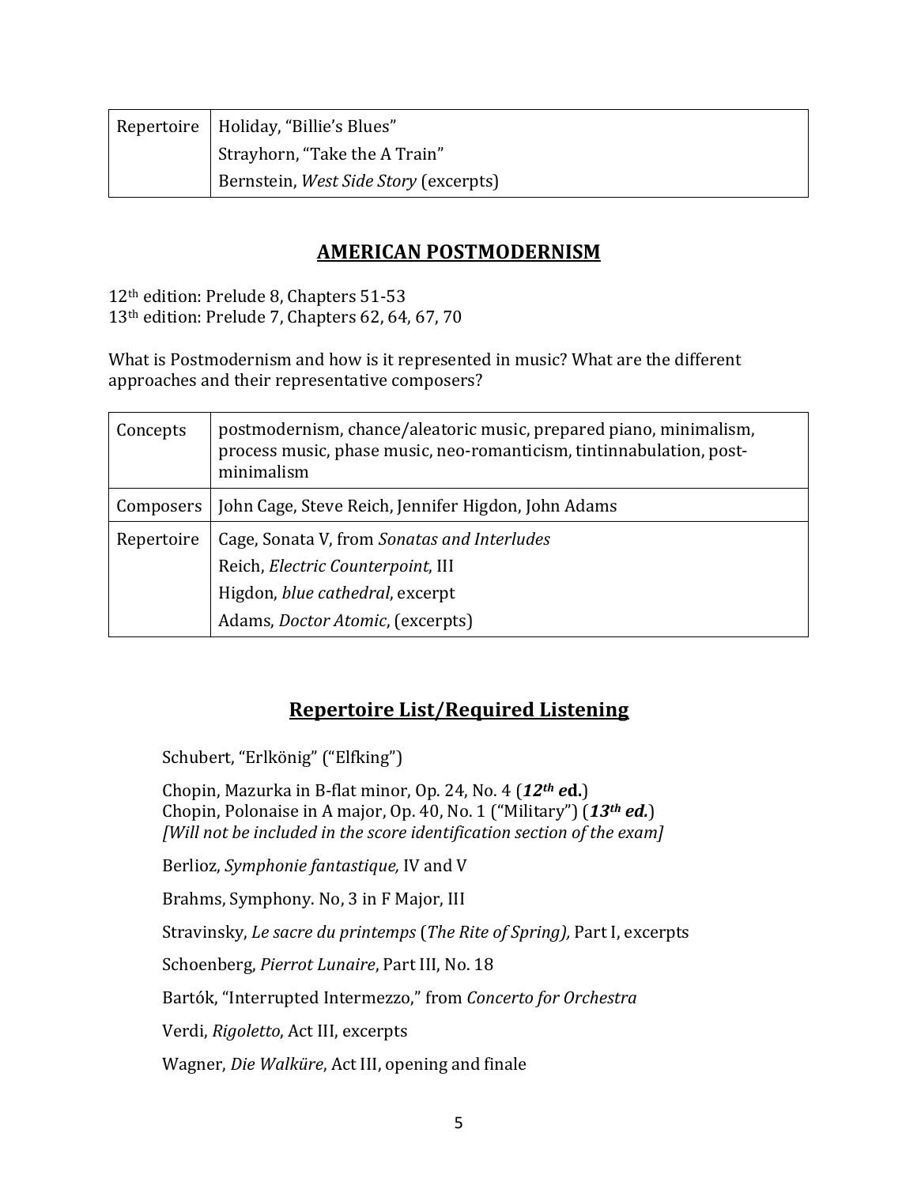| Repertoire | Holiday, "Billie's Blues"<br>Strayhorn, "Take the A Train"<br>Bernstein, *West Side Story* (excerpts) |
|---|---|

## AMERICAN POSTMODERNISM

12th edition: Prelude 8, Chapters 51-53
13th edition: Prelude 7, Chapters 62, 64, 67, 70

What is Postmodernism and how is it represented in music? What are the different approaches and their representative composers?

| Concepts | postmodernism, chance/aleatoric music, prepared piano, minimalism, process music, phase music, neo-romanticism, tintinnabulation, post-minimalism |
|---|---|
| Composers | John Cage, Steve Reich, Jennifer Higdon, John Adams |
| Repertoire | Cage, Sonata V, from *Sonatas and Interludes*<br>Reich, *Electric Counterpoint*, III<br>Higdon, *blue cathedral*, excerpt<br>Adams, *Doctor Atomic*, (excerpts) |

## Repertoire List/Required Listening

Schubert, "Erlkönig" ("Elfking")

Chopin, Mazurka in B-flat minor, Op. 24, No. 4 (***12th ed.***)
Chopin, Polonaise in A major, Op. 40, No. 1 ("Military") (***13th ed.***)
*[Will not be included in the score identification section of the exam]*

Berlioz, *Symphonie fantastique,* IV and V

Brahms, Symphony. No, 3 in F Major, III

Stravinsky, *Le sacre du printemps* (*The Rite of Spring),* Part I, excerpts

Schoenberg, *Pierrot Lunaire*, Part III, No. 18

Bartók, "Interrupted Intermezzo," from *Concerto for Orchestra*

Verdi, *Rigoletto*, Act III, excerpts

Wagner, *Die Walküre*, Act III, opening and finale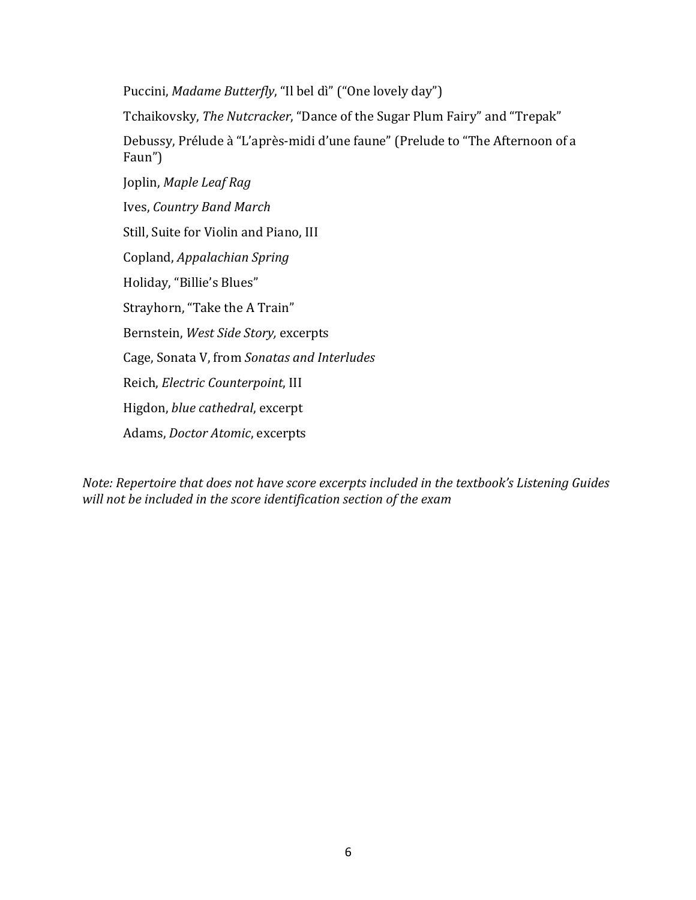Puccini, *Madame Butterfly*, “Il bel dì” (“One lovely day”)

Tchaikovsky, *The Nutcracker*, “Dance of the Sugar Plum Fairy” and “Trepak”

Debussy, Prélude à “L’après-midi d’une faune” (Prelude to “The Afternoon of a Faun”)

Joplin, *Maple Leaf Rag*

Ives, *Country Band March*

Still, Suite for Violin and Piano, III

Copland, *Appalachian Spring*

Holiday, “Billie’s Blues”

Strayhorn, “Take the A Train”

Bernstein, *West Side Story,* excerpts

Cage, Sonata V, from *Sonatas and Interludes*

Reich, *Electric Counterpoint*, III

Higdon, *blue cathedral*, excerpt

Adams, *Doctor Atomic*, excerpts

*Note: Repertoire that does not have score excerpts included in the textbook’s Listening Guides will not be included in the score identification section of the exam*